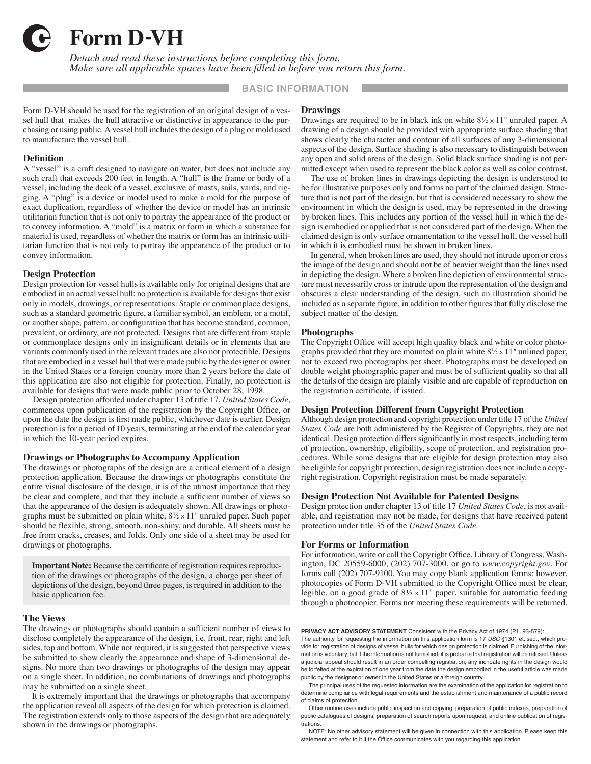# Form D-VH

*Detach and read these instructions before completing this form.*
*Make sure all applicable spaces have been filled in before you return this form.*

## BASIC INFORMATION

Form D-VH should be used for the registration of an original design of a vessel hull that makes the hull attractive or distinctive in appearance to the purchasing or using public. A vessel hull includes the design of a plug or mold used to manufacture the vessel hull.

### Definition

A "vessel" is a craft designed to navigate on water, but does not include any such craft that exceeds 200 feet in length. A "hull" is the frame or body of a vessel, including the deck of a vessel, exclusive of masts, sails, yards, and rigging. A "plug" is a device or model used to make a mold for the purpose of exact duplication, regardless of whether the device or model has an intrinsic utilitarian function that is not only to portray the appearance of the product or to convey information. A "mold" is a matrix or form in which a substance for material is used, regardless of whether the matrix or form has an intrinsic utilitarian function that is not only to portray the appearance of the product or to convey information.

### Design Protection

Design protection for vessel hulls is available only for original designs that are embodied in an actual vessel hull: no protection is available for designs that exist only in models, drawings, or representations. Staple or commonplace designs, such as a standard geometric figure, a familiar symbol, an emblem, or a motif, or another shape, pattern, or configuration that has become standard, common, prevalent, or ordinary, are not protected. Designs that are different from staple or commonplace designs only in insignificant details or in elements that are variants commonly used in the relevant trades are also not protectible. Designs that are embodied in a vessel hull that were made public by the designer or owner in the United States or a foreign country more than 2 years before the date of this application are also not eligible for protection. Finally, no protection is available for designs that were made public prior to October 28, 1998.

Design protection afforded under chapter 13 of title 17, *United States Code*, commences upon publication of the registration by the Copyright Office, or upon the date the design is first made public, whichever date is earlier. Design protection is for a period of 10 years, terminating at the end of the calendar year in which the 10-year period expires.

### Drawings or Photographs to Accompany Application

The drawings or photographs of the design are a critical element of a design protection application. Because the drawings or photographs constitute the entire visual disclosure of the design, it is of the utmost importance that they be clear and complete, and that they include a sufficient number of views so that the appearance of the design is adequately shown. All drawings or photographs must be submitted on plain white, 8½ × 11" unruled paper. Such paper should be flexible, strong, smooth, non-shiny, and durable. All sheets must be free from cracks, creases, and folds. Only one side of a sheet may be used for drawings or photographs.

> **Important Note:** Because the certificate of registration requires reproduction of the drawings or photographs of the design, a charge per sheet of depictions of the design, beyond three pages, is required in addition to the basic application fee.

### The Views

The drawings or photographs should contain a sufficient number of views to disclose completely the appearance of the design, i.e. front, rear, right and left sides, top and bottom. While not required, it is suggested that perspective views be submitted to show clearly the appearance and shape of 3-dimensional designs. No more than two drawings or photographs of the design may appear on a single sheet. In addition, no combinations of drawings and photographs may be submitted on a single sheet.

It is extremely important that the drawings or photographs that accompany the application reveal all aspects of the design for which protection is claimed. The registration extends only to those aspects of the design that are adequately shown in the drawings or photographs.

### Drawings

Drawings are required to be in black ink on white 8½ × 11" unruled paper. A drawing of a design should be provided with appropriate surface shading that shows clearly the character and contour of all surfaces of any 3-dimensional aspects of the design. Surface shading is also necessary to distinguish between any open and solid areas of the design. Solid black surface shading is not permitted except when used to represent the black color as well as color contrast.

The use of broken lines in drawings depicting the design is understood to be for illustrative purposes only and forms no part of the claimed design. Structure that is not part of the design, but that is considered necessary to show the environment in which the design is used, may be represented in the drawing by broken lines. This includes any portion of the vessel hull in which the design is embodied or applied that is not considered part of the design. When the claimed design is only surface ornamentation to the vessel hull, the vessel hull in which it is embodied must be shown in broken lines.

In general, when broken lines are used, they should not intrude upon or cross the image of the design and should not be of heavier weight than the lines used in depicting the design. Where a broken line depiction of environmental structure must necessarily cross or intrude upon the representation of the design and obscures a clear understanding of the design, such an illustration should be included as a separate figure, in addition to other figures that fully disclose the subject matter of the design.

### Photographs

The Copyright Office will accept high quality black and white or color photographs provided that they are mounted on plain white 8½ × 11" unlined paper, not to exceed two photographs per sheet. Photographs must be developed on double weight photographic paper and must be of sufficient quality so that all the details of the design are plainly visible and are capable of reproduction on the registration certificate, if issued.

### Design Protection Different from Copyright Protection

Although design protection and copyright protection under title 17 of the *United States Code* are both administered by the Register of Copyrights, they are not identical. Design protection differs significantly in most respects, including term of protection, ownership, eligibility, scope of protection, and registration procedures. While some designs that are eligible for design protection may also be eligible for copyright protection, design registration does not include a copyright registration. Copyright registration must be made separately.

### Design Protection Not Available for Patented Designs

Design protection under chapter 13 of title 17 *United States Code*, is not available, and registration may not be made, for designs that have received patent protection under title 35 of the *United States Code*.

### For Forms or Information

For information, write or call the Copyright Office, Library of Congress, Washington, DC 20559-6000, (202) 707-3000, or go to *www.copyright.gov*. For forms call (202) 707-9100. You may copy blank application forms; however, photocopies of Form D-VH submitted to the Copyright Office must be clear, legible, on a good grade of 8½ × 11" paper, suitable for automatic feeding through a photocopier. Forms not meeting these requirements will be returned.

**PRIVACY ACT ADVISORY STATEMENT** Consistent with the Privacy Act of 1974 (P.L. 93-579):
The authority for requesting the information on this application form is 17 *USC* §1301 et. seq., which provide for registration of designs of vessel hulls for which design protection is claimed. Furnishing of the information is voluntary, but if the information is not furnished, it is probable that registration will be refused. Unless a judicial appeal should result in an order compelling registration, any inchoate rights in the design would be forfeited at the expiration of one year from the date the design embodied in the useful article was made public by the designer or owner in the United States or a foreign country.

The principal uses of the requested information are the examination of the application for registration to determine compliance with legal requirements and the establishment and maintenance of a public record of claims of protection.

Other routine uses include public inspection and copying, preparation of public indexes, preparation of public catalogues of designs, preparation of search reports upon request, and online publication of registrations.

NOTE: No other advisory statement will be given in connection with this application. Please keep this statement and refer to it if the Office communicates with you regarding this application.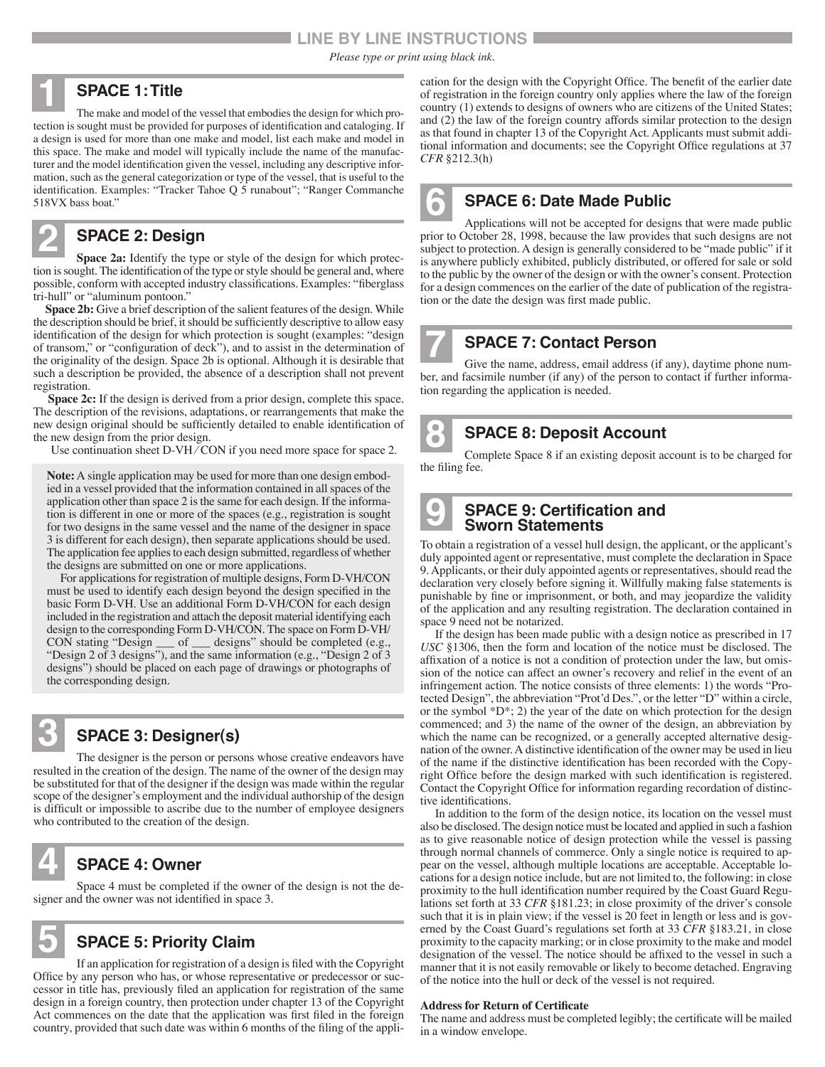# LINE BY LINE INSTRUCTIONS

*Please type or print using black ink.*

## 1 SPACE 1: Title

The make and model of the vessel that embodies the design for which protection is sought must be provided for purposes of identification and cataloging. If a design is used for more than one make and model, list each make and model in this space. The make and model will typically include the name of the manufacturer and the model identification given the vessel, including any descriptive information, such as the general categorization or type of the vessel, that is useful to the identification. Examples: "Tracker Tahoe Q 5 runabout"; "Ranger Commanche 518VX bass boat."

## 2 SPACE 2: Design

**Space 2a:** Identify the type or style of the design for which protection is sought. The identification of the type or style should be general and, where possible, conform with accepted industry classifications. Examples: "fiberglass tri-hull" or "aluminum pontoon."

**Space 2b:** Give a brief description of the salient features of the design. While the description should be brief, it should be sufficiently descriptive to allow easy identification of the design for which protection is sought (examples: "design of transom," or "configuration of deck"), and to assist in the determination of the originality of the design. Space 2b is optional. Although it is desirable that such a description be provided, the absence of a description shall not prevent registration.

**Space 2c:** If the design is derived from a prior design, complete this space. The description of the revisions, adaptations, or rearrangements that make the new design original should be sufficiently detailed to enable identification of the new design from the prior design.

Use continuation sheet D-VH/CON if you need more space for space 2.

**Note:** A single application may be used for more than one design embodied in a vessel provided that the information contained in all spaces of the application other than space 2 is the same for each design. If the information is different in one or more of the spaces (e.g., registration is sought for two designs in the same vessel and the name of the designer in space 3 is different for each design), then separate applications should be used. The application fee applies to each design submitted, regardless of whether the designs are submitted on one or more applications.

For applications for registration of multiple designs, Form D-VH/CON must be used to identify each design beyond the design specified in the basic Form D-VH. Use an additional Form D-VH/CON for each design included in the registration and attach the deposit material identifying each design to the corresponding Form D-VH/CON. The space on Form D-VH/CON stating "Design ___ of ___ designs" should be completed (e.g., "Design 2 of 3 designs"), and the same information (e.g., "Design 2 of 3 designs") should be placed on each page of drawings or photographs of the corresponding design.

## 3 SPACE 3: Designer(s)

The designer is the person or persons whose creative endeavors have resulted in the creation of the design. The name of the owner of the design may be substituted for that of the designer if the design was made within the regular scope of the designer's employment and the individual authorship of the design is difficult or impossible to ascribe due to the number of employee designers who contributed to the creation of the design.

## 4 SPACE 4: Owner

Space 4 must be completed if the owner of the design is not the designer and the owner was not identified in space 3.

## 5 SPACE 5: Priority Claim

If an application for registration of a design is filed with the Copyright Office by any person who has, or whose representative or predecessor or successor in title has, previously filed an application for registration of the same design in a foreign country, then protection under chapter 13 of the Copyright Act commences on the date that the application was first filed in the foreign country, provided that such date was within 6 months of the filing of the application for the design with the Copyright Office. The benefit of the earlier date of registration in the foreign country only applies where the law of the foreign country (1) extends to designs of owners who are citizens of the United States; and (2) the law of the foreign country affords similar protection to the design as that found in chapter 13 of the Copyright Act. Applicants must submit additional information and documents; see the Copyright Office regulations at 37 *CFR* §212.3(h)

## 6 SPACE 6: Date Made Public

Applications will not be accepted for designs that were made public prior to October 28, 1998, because the law provides that such designs are not subject to protection. A design is generally considered to be "made public" if it is anywhere publicly exhibited, publicly distributed, or offered for sale or sold to the public by the owner of the design or with the owner's consent. Protection for a design commences on the earlier of the date of publication of the registration or the date the design was first made public.

## 7 SPACE 7: Contact Person

Give the name, address, email address (if any), daytime phone number, and facsimile number (if any) of the person to contact if further information regarding the application is needed.

## 8 SPACE 8: Deposit Account

Complete Space 8 if an existing deposit account is to be charged for the filing fee.

## 9 SPACE 9: Certification and Sworn Statements

To obtain a registration of a vessel hull design, the applicant, or the applicant's duly appointed agent or representative, must complete the declaration in Space 9. Applicants, or their duly appointed agents or representatives, should read the declaration very closely before signing it. Willfully making false statements is punishable by fine or imprisonment, or both, and may jeopardize the validity of the application and any resulting registration. The declaration contained in space 9 need not be notarized.

If the design has been made public with a design notice as prescribed in 17 *USC* §1306, then the form and location of the notice must be disclosed. The affixation of a notice is not a condition of protection under the law, but omission of the notice can affect an owner's recovery and relief in the event of an infringement action. The notice consists of three elements: 1) the words "Protected Design", the abbreviation "Prot'd Des.", or the letter "D" within a circle, or the symbol *D*; 2) the year of the date on which protection for the design commenced; and 3) the name of the owner of the design, an abbreviation by which the name can be recognized, or a generally accepted alternative designation of the owner. A distinctive identification of the owner may be used in lieu of the name if the distinctive identification has been recorded with the Copyright Office before the design marked with such identification is registered. Contact the Copyright Office for information regarding recordation of distinctive identifications.

In addition to the form of the design notice, its location on the vessel must also be disclosed. The design notice must be located and applied in such a fashion as to give reasonable notice of design protection while the vessel is passing through normal channels of commerce. Only a single notice is required to appear on the vessel, although multiple locations are acceptable. Acceptable locations for a design notice include, but are not limited to, the following: in close proximity to the hull identification number required by the Coast Guard Regulations set forth at 33 *CFR* §181.23; in close proximity of the driver's console such that it is in plain view; if the vessel is 20 feet in length or less and is governed by the Coast Guard's regulations set forth at 33 *CFR* §183.21, in close proximity to the capacity marking; or in close proximity to the make and model designation of the vessel. The notice should be affixed to the vessel in such a manner that it is not easily removable or likely to become detached. Engraving of the notice into the hull or deck of the vessel is not required.

**Address for Return of Certificate**

The name and address must be completed legibly; the certificate will be mailed in a window envelope.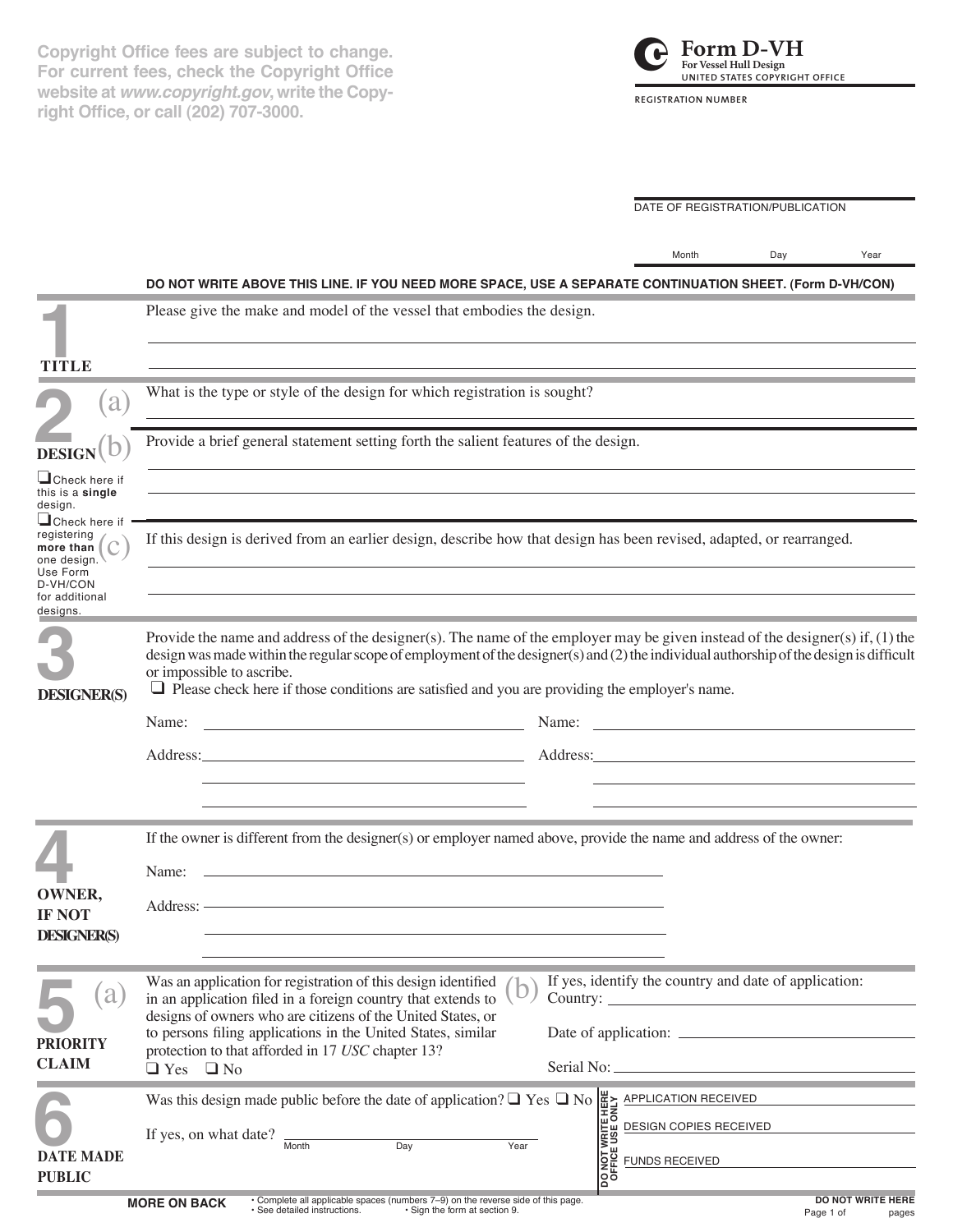Copyright Office fees are subject to change. For current fees, check the Copyright Office website at *www.copyright.gov*, write the Copyright Office, or call (202) 707-3000.

# Form D-VH

**For Vessel Hull Design**

UNITED STATES COPYRIGHT OFFICE

REGISTRATION NUMBER

DATE OF REGISTRATION/PUBLICATION

Month Day Year

**DO NOT WRITE ABOVE THIS LINE. IF YOU NEED MORE SPACE, USE A SEPARATE CONTINUATION SHEET. (Form D-VH/CON)**

## 1 TITLE

Please give the make and model of the vessel that embodies the design.

## 2 DESIGN

(a) What is the type or style of the design for which registration is sought?

(b) Provide a brief general statement setting forth the salient features of the design.

❑ Check here if this is a **single** design.

❑ Check here if registering **more than** one design. Use Form D-VH/CON for additional designs.

(c) If this design is derived from an earlier design, describe how that design has been revised, adapted, or rearranged.

## 3 DESIGNER(S)

Provide the name and address of the designer(s). The name of the employer may be given instead of the designer(s) if, (1) the design was made within the regular scope of employment of the designer(s) and (2) the individual authorship of the design is difficult or impossible to ascribe.

❑ Please check here if those conditions are satisfied and you are providing the employer's name.

Name: Name:

Address: Address:

## 4 OWNER, IF NOT DESIGNER(S)

If the owner is different from the designer(s) or employer named above, provide the name and address of the owner:

Name:

Address:

## 5 PRIORITY CLAIM

(a) Was an application for registration of this design identified in an application filed in a foreign country that extends to designs of owners who are citizens of the United States, or to persons filing applications in the United States, similar protection to that afforded in 17 *USC* chapter 13?

❑ Yes ❑ No

(b) If yes, identify the country and date of application:

Country:

Date of application:

Serial No:

## 6 DATE MADE PUBLIC

Was this design made public before the date of application? ❑ Yes ❑ No

If yes, on what date?

Month Day Year

DO NOT WRITE HERE OFFICE USE ONLY

APPLICATION RECEIVED

DESIGN COPIES RECEIVED

FUNDS RECEIVED

**MORE ON BACK**

- Complete all applicable spaces (numbers 7–9) on the reverse side of this page.
- See detailed instructions.
- Sign the form at section 9.

**DO NOT WRITE HERE**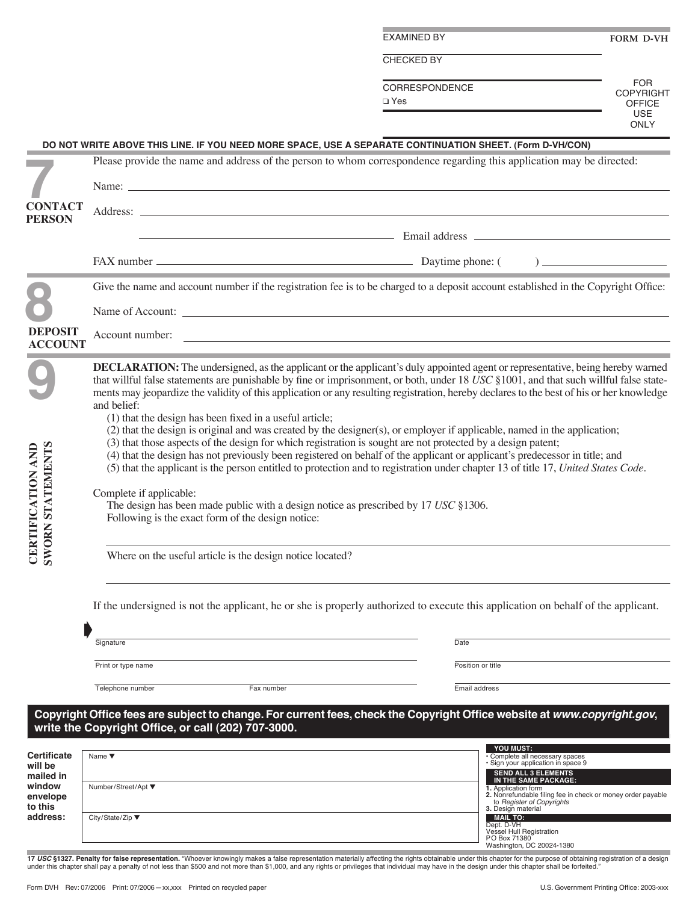| | |
|---|---|
| EXAMINED BY | **FORM D-VH** |
| CHECKED BY | |
| CORRESPONDENCE ❑ Yes | FOR COPYRIGHT OFFICE USE ONLY |

**DO NOT WRITE ABOVE THIS LINE. IF YOU NEED MORE SPACE, USE A SEPARATE CONTINUATION SHEET. (Form D-VH/CON)**

## 7 CONTACT PERSON

Please provide the name and address of the person to whom correspondence regarding this application may be directed:

Name: ____________________

Address: ____________________

____________________ Email address ____________________

FAX number ____________________ Daytime phone: (      ) ____________________

## 8 DEPOSIT ACCOUNT

Give the name and account number if the registration fee is to be charged to a deposit account established in the Copyright Office:

Name of Account: ____________________

Account number: ____________________

## 9 CERTIFICATION AND SWORN STATEMENTS

**DECLARATION:** The undersigned, as the applicant or the applicant's duly appointed agent or representative, being hereby warned that willful false statements are punishable by fine or imprisonment, or both, under 18 *USC* §1001, and that such willful false statements may jeopardize the validity of this application or any resulting registration, hereby declares to the best of his or her knowledge and belief:

(1) that the design has been fixed in a useful article;
(2) that the design is original and was created by the designer(s), or employer if applicable, named in the application;
(3) that those aspects of the design for which registration is sought are not protected by a design patent;
(4) that the design has not previously been registered on behalf of the applicant or applicant's predecessor in title; and
(5) that the applicant is the person entitled to protection and to registration under chapter 13 of title 17, *United States Code*.

Complete if applicable:
The design has been made public with a design notice as prescribed by 17 *USC* §1306.
Following is the exact form of the design notice:

____________________

Where on the useful article is the design notice located?

____________________

If the undersigned is not the applicant, he or she is properly authorized to execute this application on behalf of the applicant.

Signature ____________________ Date ____________________

Print or type name ____________________ Position or title ____________________

Telephone number ____________________ Fax number ____________________ Email address ____________________

**Copyright Office fees are subject to change. For current fees, check the Copyright Office website at *www.copyright.gov*, write the Copyright Office, or call (202) 707-3000.**

**Certificate will be mailed in window envelope to this address:**

Name ▼

Number/Street/Apt ▼

City/State/Zip ▼

**YOU MUST:**
- Complete all necessary spaces
- Sign your application in space 9

**SEND ALL 3 ELEMENTS IN THE SAME PACKAGE:**
1. Application form
2. Nonrefundable filing fee in check or money order payable to *Register of Copyrights*
3. Design material

**MAIL TO:**
Dept. D-VH
Vessel Hull Registration
PO Box 71380
Washington, DC 20024-1380

**17 *USC* §1327. Penalty for false representation.** "Whoever knowingly makes a false representation materially affecting the rights obtainable under this chapter for the purpose of obtaining registration of a design under this chapter shall pay a penalty of not less than $500 and not more than $1,000, and any rights or privileges that individual may have in the design under this chapter shall be forfeited."

Form DVH Rev: 07/2006 Print: 07/2006 — xx,xxx Printed on recycled paper

U.S. Government Printing Office: 2003-xxx